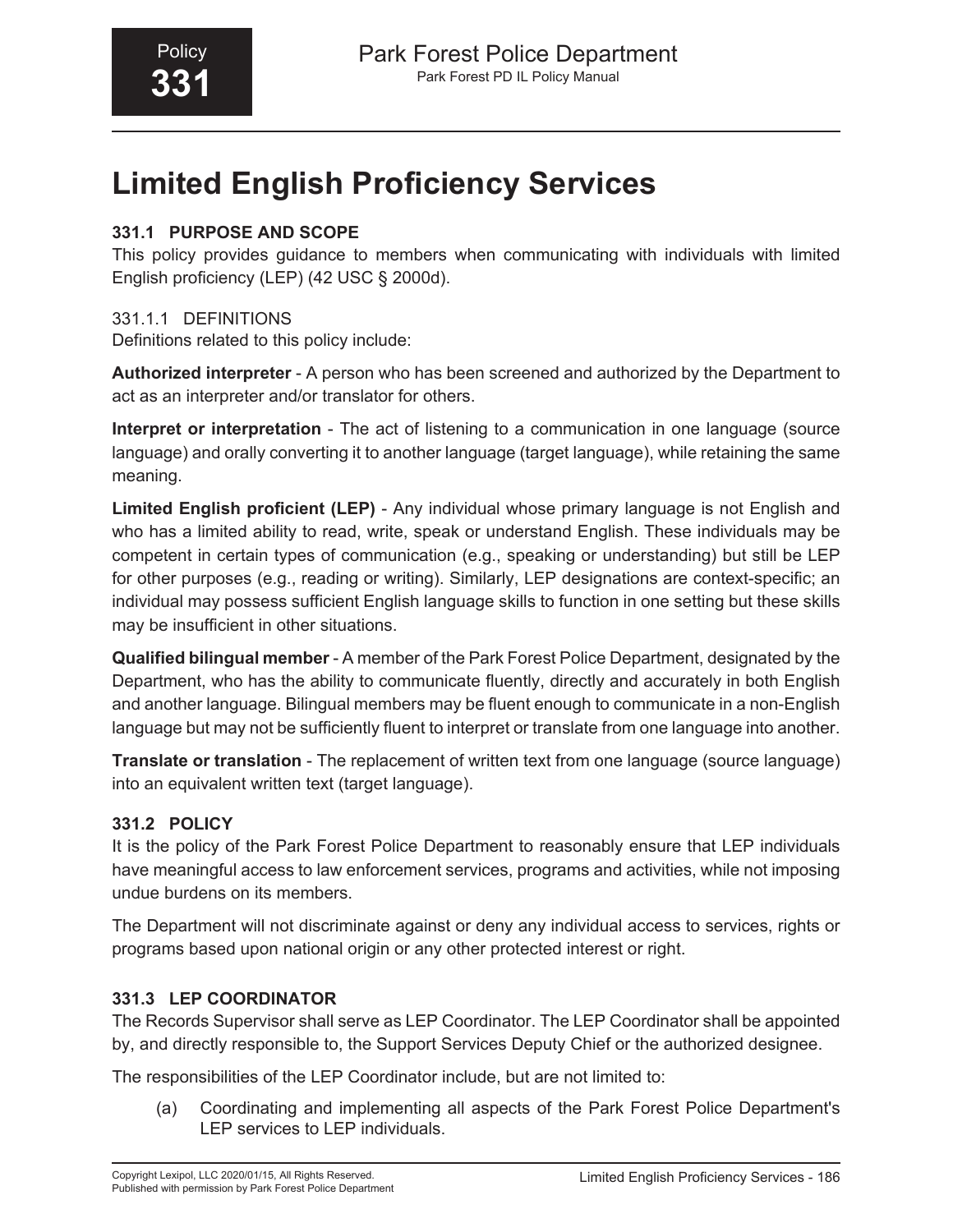# Limited English Proficiency Services

## 331.1 PURPOSE AND SCOPE

This policy provides guidance to members when communicating with individuals with limited English proficiency (LEP) (42 USC § 2000d).

### 331.1.1 DEFINITIONS

Definitions related to this policy include:

**Authorized interpreter** - A person who has been screened and authorized by the Department to act as an interpreter and/or translator for others.

**Interpret or interpretation** - The act of listening to a communication in one language (source language) and orally converting it to another language (target language), while retaining the same meaning.

**Limited English proficient (LEP)** - Any individual whose primary language is not English and who has a limited ability to read, write, speak or understand English. These individuals may be competent in certain types of communication (e.g., speaking or understanding) but still be LEP for other purposes (e.g., reading or writing). Similarly, LEP designations are context-specific; an individual may possess sufficient English language skills to function in one setting but these skills may be insufficient in other situations.

**Qualified bilingual member** - A member of the Park Forest Police Department, designated by the Department, who has the ability to communicate fluently, directly and accurately in both English and another language. Bilingual members may be fluent enough to communicate in a non-English language but may not be sufficiently fluent to interpret or translate from one language into another.

**Translate or translation** - The replacement of written text from one language (source language) into an equivalent written text (target language).

## 331.2 POLICY

It is the policy of the Park Forest Police Department to reasonably ensure that LEP individuals have meaningful access to law enforcement services, programs and activities, while not imposing undue burdens on its members.

The Department will not discriminate against or deny any individual access to services, rights or programs based upon national origin or any other protected interest or right.

## 331.3 LEP COORDINATOR

The Records Supervisor shall serve as LEP Coordinator. The LEP Coordinator shall be appointed by, and directly responsible to, the Support Services Deputy Chief or the authorized designee.

The responsibilities of the LEP Coordinator include, but are not limited to:

(a) Coordinating and implementing all aspects of the Park Forest Police Department's LEP services to LEP individuals.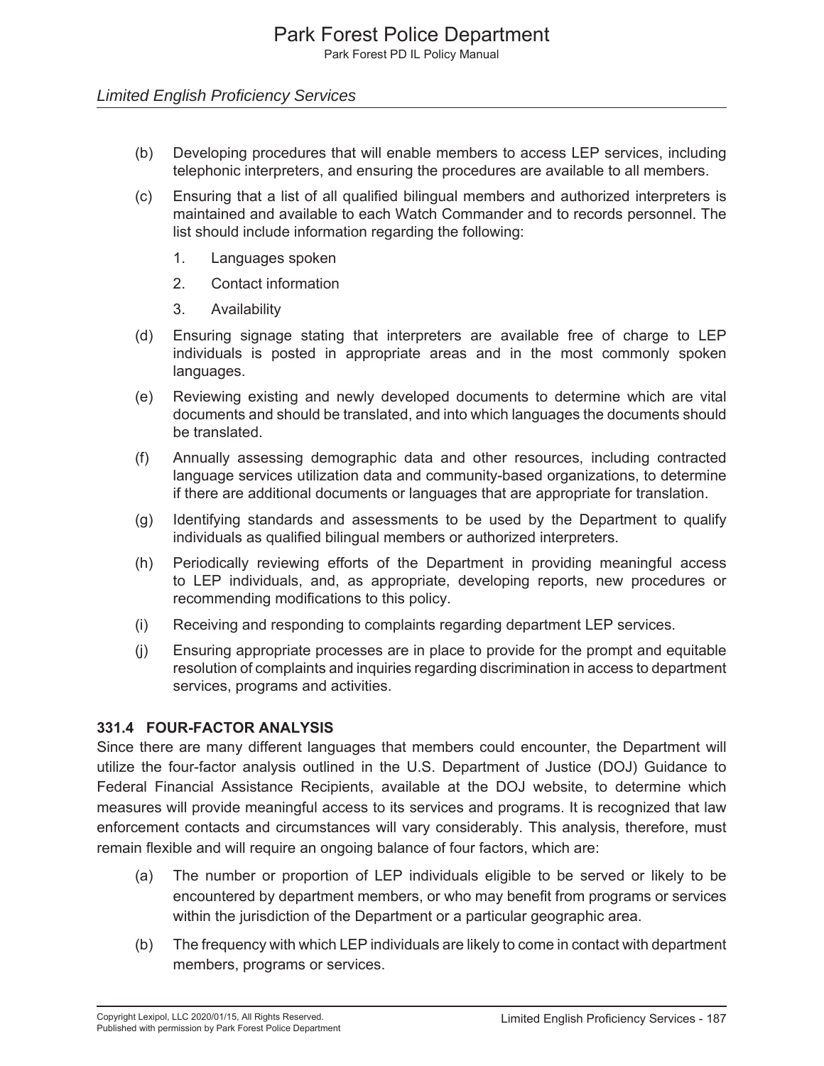(b) Developing procedures that will enable members to access LEP services, including telephonic interpreters, and ensuring the procedures are available to all members.

(c) Ensuring that a list of all qualified bilingual members and authorized interpreters is maintained and available to each Watch Commander and to records personnel. The list should include information regarding the following:

1. Languages spoken
2. Contact information
3. Availability

(d) Ensuring signage stating that interpreters are available free of charge to LEP individuals is posted in appropriate areas and in the most commonly spoken languages.

(e) Reviewing existing and newly developed documents to determine which are vital documents and should be translated, and into which languages the documents should be translated.

(f) Annually assessing demographic data and other resources, including contracted language services utilization data and community-based organizations, to determine if there are additional documents or languages that are appropriate for translation.

(g) Identifying standards and assessments to be used by the Department to qualify individuals as qualified bilingual members or authorized interpreters.

(h) Periodically reviewing efforts of the Department in providing meaningful access to LEP individuals, and, as appropriate, developing reports, new procedures or recommending modifications to this policy.

(i) Receiving and responding to complaints regarding department LEP services.

(j) Ensuring appropriate processes are in place to provide for the prompt and equitable resolution of complaints and inquiries regarding discrimination in access to department services, programs and activities.

### 331.4 FOUR-FACTOR ANALYSIS

Since there are many different languages that members could encounter, the Department will utilize the four-factor analysis outlined in the U.S. Department of Justice (DOJ) Guidance to Federal Financial Assistance Recipients, available at the DOJ website, to determine which measures will provide meaningful access to its services and programs. It is recognized that law enforcement contacts and circumstances will vary considerably. This analysis, therefore, must remain flexible and will require an ongoing balance of four factors, which are:

(a) The number or proportion of LEP individuals eligible to be served or likely to be encountered by department members, or who may benefit from programs or services within the jurisdiction of the Department or a particular geographic area.

(b) The frequency with which LEP individuals are likely to come in contact with department members, programs or services.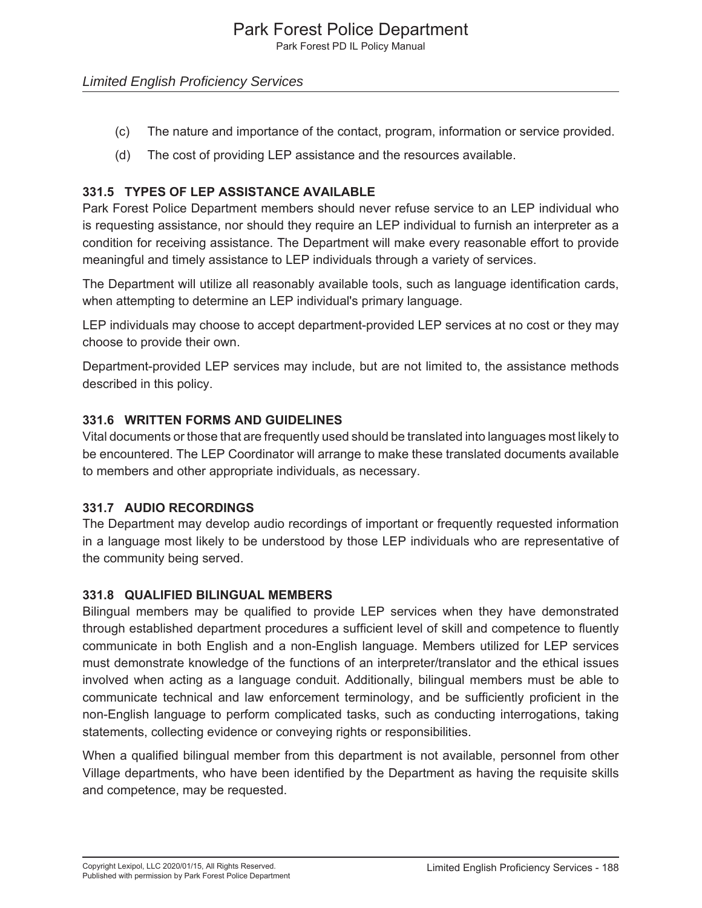(c) The nature and importance of the contact, program, information or service provided.

(d) The cost of providing LEP assistance and the resources available.

### 331.5 TYPES OF LEP ASSISTANCE AVAILABLE

Park Forest Police Department members should never refuse service to an LEP individual who is requesting assistance, nor should they require an LEP individual to furnish an interpreter as a condition for receiving assistance. The Department will make every reasonable effort to provide meaningful and timely assistance to LEP individuals through a variety of services.

The Department will utilize all reasonably available tools, such as language identification cards, when attempting to determine an LEP individual's primary language.

LEP individuals may choose to accept department-provided LEP services at no cost or they may choose to provide their own.

Department-provided LEP services may include, but are not limited to, the assistance methods described in this policy.

### 331.6 WRITTEN FORMS AND GUIDELINES

Vital documents or those that are frequently used should be translated into languages most likely to be encountered. The LEP Coordinator will arrange to make these translated documents available to members and other appropriate individuals, as necessary.

### 331.7 AUDIO RECORDINGS

The Department may develop audio recordings of important or frequently requested information in a language most likely to be understood by those LEP individuals who are representative of the community being served.

### 331.8 QUALIFIED BILINGUAL MEMBERS

Bilingual members may be qualified to provide LEP services when they have demonstrated through established department procedures a sufficient level of skill and competence to fluently communicate in both English and a non-English language. Members utilized for LEP services must demonstrate knowledge of the functions of an interpreter/translator and the ethical issues involved when acting as a language conduit. Additionally, bilingual members must be able to communicate technical and law enforcement terminology, and be sufficiently proficient in the non-English language to perform complicated tasks, such as conducting interrogations, taking statements, collecting evidence or conveying rights or responsibilities.

When a qualified bilingual member from this department is not available, personnel from other Village departments, who have been identified by the Department as having the requisite skills and competence, may be requested.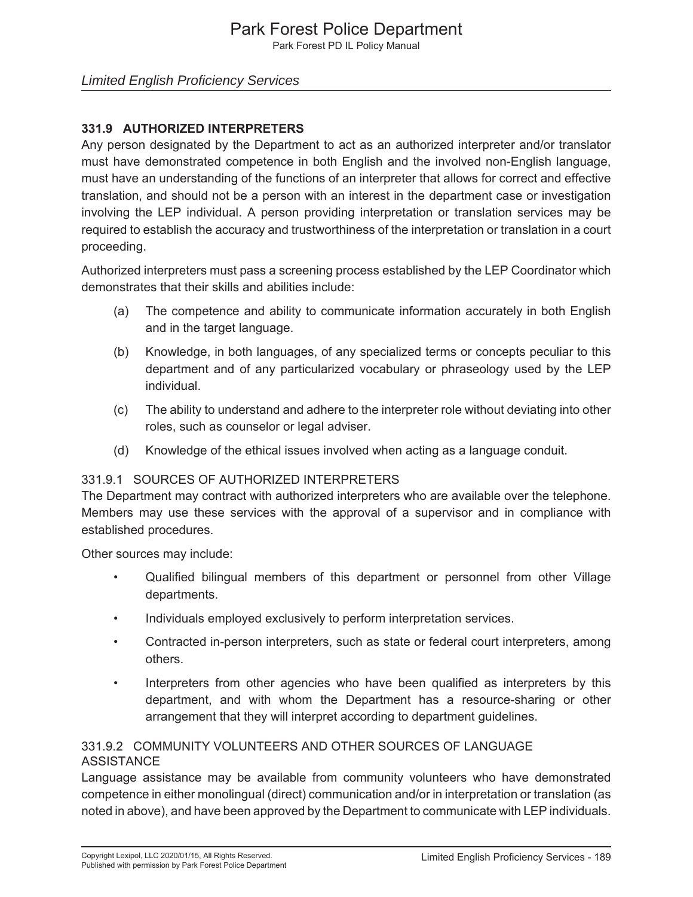## 331.9 AUTHORIZED INTERPRETERS

Any person designated by the Department to act as an authorized interpreter and/or translator must have demonstrated competence in both English and the involved non-English language, must have an understanding of the functions of an interpreter that allows for correct and effective translation, and should not be a person with an interest in the department case or investigation involving the LEP individual. A person providing interpretation or translation services may be required to establish the accuracy and trustworthiness of the interpretation or translation in a court proceeding.

Authorized interpreters must pass a screening process established by the LEP Coordinator which demonstrates that their skills and abilities include:

(a) The competence and ability to communicate information accurately in both English and in the target language.

(b) Knowledge, in both languages, of any specialized terms or concepts peculiar to this department and of any particularized vocabulary or phraseology used by the LEP individual.

(c) The ability to understand and adhere to the interpreter role without deviating into other roles, such as counselor or legal adviser.

(d) Knowledge of the ethical issues involved when acting as a language conduit.

### 331.9.1 SOURCES OF AUTHORIZED INTERPRETERS

The Department may contract with authorized interpreters who are available over the telephone. Members may use these services with the approval of a supervisor and in compliance with established procedures.

Other sources may include:

- Qualified bilingual members of this department or personnel from other Village departments.
- Individuals employed exclusively to perform interpretation services.
- Contracted in-person interpreters, such as state or federal court interpreters, among others.
- Interpreters from other agencies who have been qualified as interpreters by this department, and with whom the Department has a resource-sharing or other arrangement that they will interpret according to department guidelines.

### 331.9.2 COMMUNITY VOLUNTEERS AND OTHER SOURCES OF LANGUAGE ASSISTANCE

Language assistance may be available from community volunteers who have demonstrated competence in either monolingual (direct) communication and/or in interpretation or translation (as noted in above), and have been approved by the Department to communicate with LEP individuals.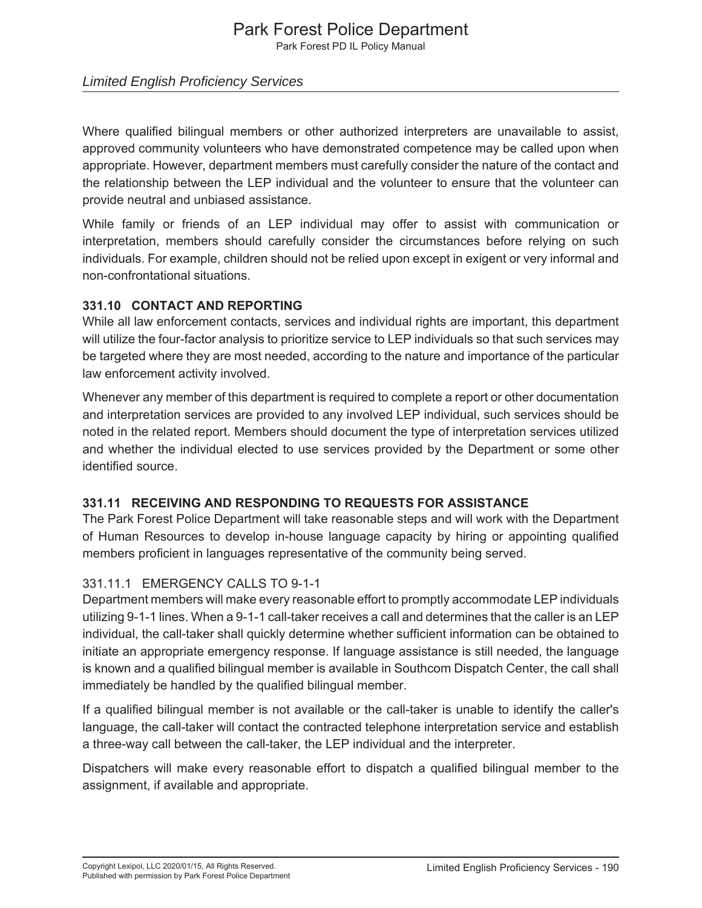Where qualified bilingual members or other authorized interpreters are unavailable to assist, approved community volunteers who have demonstrated competence may be called upon when appropriate. However, department members must carefully consider the nature of the contact and the relationship between the LEP individual and the volunteer to ensure that the volunteer can provide neutral and unbiased assistance.

While family or friends of an LEP individual may offer to assist with communication or interpretation, members should carefully consider the circumstances before relying on such individuals. For example, children should not be relied upon except in exigent or very informal and non-confrontational situations.

### 331.10 CONTACT AND REPORTING

While all law enforcement contacts, services and individual rights are important, this department will utilize the four-factor analysis to prioritize service to LEP individuals so that such services may be targeted where they are most needed, according to the nature and importance of the particular law enforcement activity involved.

Whenever any member of this department is required to complete a report or other documentation and interpretation services are provided to any involved LEP individual, such services should be noted in the related report. Members should document the type of interpretation services utilized and whether the individual elected to use services provided by the Department or some other identified source.

### 331.11 RECEIVING AND RESPONDING TO REQUESTS FOR ASSISTANCE

The Park Forest Police Department will take reasonable steps and will work with the Department of Human Resources to develop in-house language capacity by hiring or appointing qualified members proficient in languages representative of the community being served.

#### 331.11.1 EMERGENCY CALLS TO 9-1-1

Department members will make every reasonable effort to promptly accommodate LEP individuals utilizing 9-1-1 lines. When a 9-1-1 call-taker receives a call and determines that the caller is an LEP individual, the call-taker shall quickly determine whether sufficient information can be obtained to initiate an appropriate emergency response. If language assistance is still needed, the language is known and a qualified bilingual member is available in Southcom Dispatch Center, the call shall immediately be handled by the qualified bilingual member.

If a qualified bilingual member is not available or the call-taker is unable to identify the caller's language, the call-taker will contact the contracted telephone interpretation service and establish a three-way call between the call-taker, the LEP individual and the interpreter.

Dispatchers will make every reasonable effort to dispatch a qualified bilingual member to the assignment, if available and appropriate.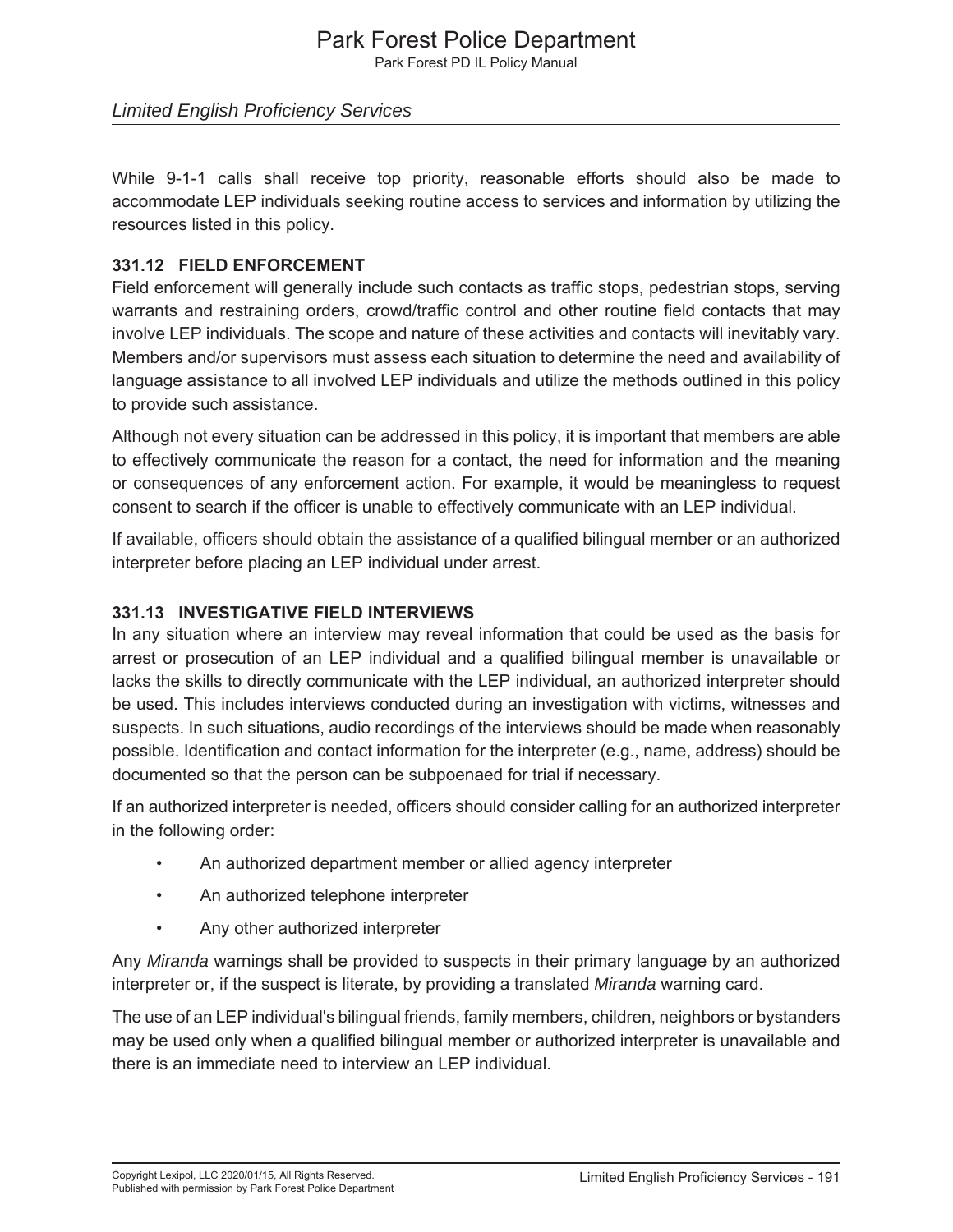While 9-1-1 calls shall receive top priority, reasonable efforts should also be made to accommodate LEP individuals seeking routine access to services and information by utilizing the resources listed in this policy.

### 331.12 FIELD ENFORCEMENT

Field enforcement will generally include such contacts as traffic stops, pedestrian stops, serving warrants and restraining orders, crowd/traffic control and other routine field contacts that may involve LEP individuals. The scope and nature of these activities and contacts will inevitably vary. Members and/or supervisors must assess each situation to determine the need and availability of language assistance to all involved LEP individuals and utilize the methods outlined in this policy to provide such assistance.

Although not every situation can be addressed in this policy, it is important that members are able to effectively communicate the reason for a contact, the need for information and the meaning or consequences of any enforcement action. For example, it would be meaningless to request consent to search if the officer is unable to effectively communicate with an LEP individual.

If available, officers should obtain the assistance of a qualified bilingual member or an authorized interpreter before placing an LEP individual under arrest.

### 331.13 INVESTIGATIVE FIELD INTERVIEWS

In any situation where an interview may reveal information that could be used as the basis for arrest or prosecution of an LEP individual and a qualified bilingual member is unavailable or lacks the skills to directly communicate with the LEP individual, an authorized interpreter should be used. This includes interviews conducted during an investigation with victims, witnesses and suspects. In such situations, audio recordings of the interviews should be made when reasonably possible. Identification and contact information for the interpreter (e.g., name, address) should be documented so that the person can be subpoenaed for trial if necessary.

If an authorized interpreter is needed, officers should consider calling for an authorized interpreter in the following order:

- An authorized department member or allied agency interpreter
- An authorized telephone interpreter
- Any other authorized interpreter

Any *Miranda* warnings shall be provided to suspects in their primary language by an authorized interpreter or, if the suspect is literate, by providing a translated *Miranda* warning card.

The use of an LEP individual's bilingual friends, family members, children, neighbors or bystanders may be used only when a qualified bilingual member or authorized interpreter is unavailable and there is an immediate need to interview an LEP individual.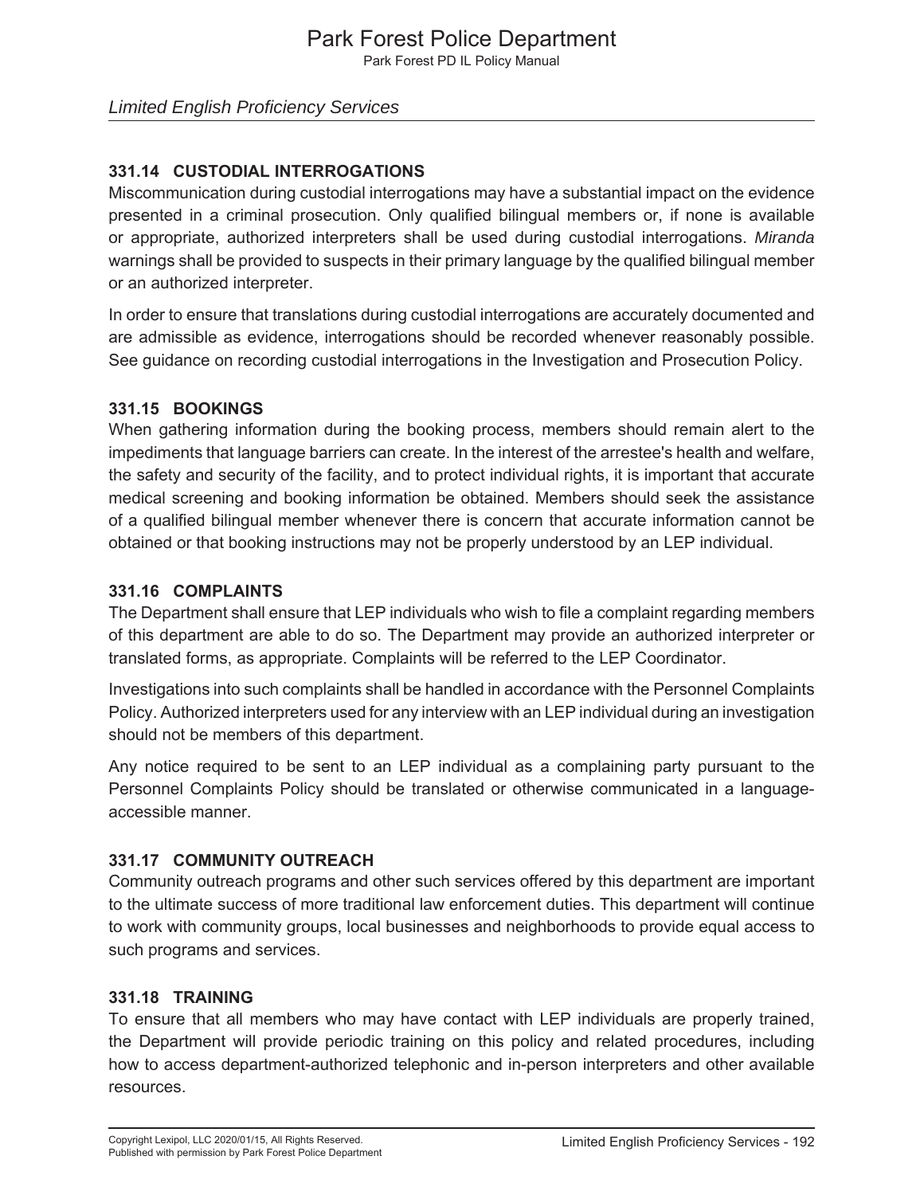### 331.14 CUSTODIAL INTERROGATIONS

Miscommunication during custodial interrogations may have a substantial impact on the evidence presented in a criminal prosecution. Only qualified bilingual members or, if none is available or appropriate, authorized interpreters shall be used during custodial interrogations. *Miranda* warnings shall be provided to suspects in their primary language by the qualified bilingual member or an authorized interpreter.

In order to ensure that translations during custodial interrogations are accurately documented and are admissible as evidence, interrogations should be recorded whenever reasonably possible. See guidance on recording custodial interrogations in the Investigation and Prosecution Policy.

### 331.15 BOOKINGS

When gathering information during the booking process, members should remain alert to the impediments that language barriers can create. In the interest of the arrestee's health and welfare, the safety and security of the facility, and to protect individual rights, it is important that accurate medical screening and booking information be obtained. Members should seek the assistance of a qualified bilingual member whenever there is concern that accurate information cannot be obtained or that booking instructions may not be properly understood by an LEP individual.

### 331.16 COMPLAINTS

The Department shall ensure that LEP individuals who wish to file a complaint regarding members of this department are able to do so. The Department may provide an authorized interpreter or translated forms, as appropriate. Complaints will be referred to the LEP Coordinator.

Investigations into such complaints shall be handled in accordance with the Personnel Complaints Policy. Authorized interpreters used for any interview with an LEP individual during an investigation should not be members of this department.

Any notice required to be sent to an LEP individual as a complaining party pursuant to the Personnel Complaints Policy should be translated or otherwise communicated in a language-accessible manner.

### 331.17 COMMUNITY OUTREACH

Community outreach programs and other such services offered by this department are important to the ultimate success of more traditional law enforcement duties. This department will continue to work with community groups, local businesses and neighborhoods to provide equal access to such programs and services.

### 331.18 TRAINING

To ensure that all members who may have contact with LEP individuals are properly trained, the Department will provide periodic training on this policy and related procedures, including how to access department-authorized telephonic and in-person interpreters and other available resources.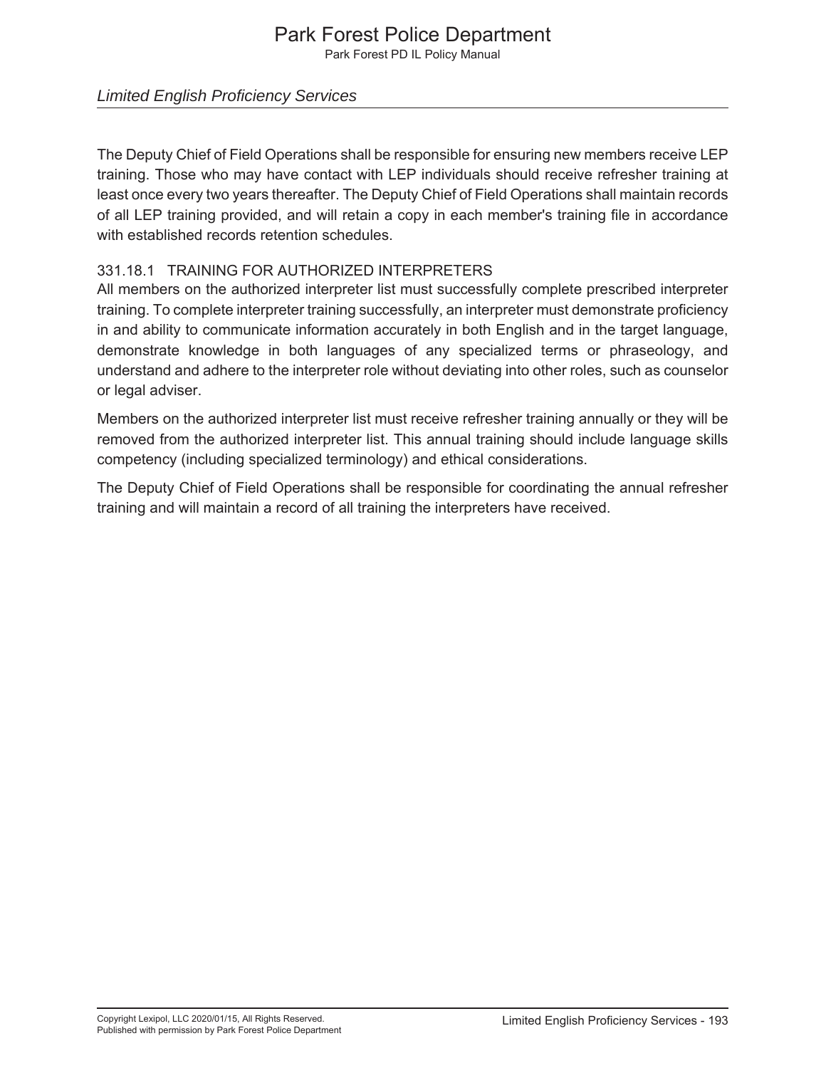The Deputy Chief of Field Operations shall be responsible for ensuring new members receive LEP training. Those who may have contact with LEP individuals should receive refresher training at least once every two years thereafter. The Deputy Chief of Field Operations shall maintain records of all LEP training provided, and will retain a copy in each member's training file in accordance with established records retention schedules.

#### 331.18.1 TRAINING FOR AUTHORIZED INTERPRETERS

All members on the authorized interpreter list must successfully complete prescribed interpreter training. To complete interpreter training successfully, an interpreter must demonstrate proficiency in and ability to communicate information accurately in both English and in the target language, demonstrate knowledge in both languages of any specialized terms or phraseology, and understand and adhere to the interpreter role without deviating into other roles, such as counselor or legal adviser.

Members on the authorized interpreter list must receive refresher training annually or they will be removed from the authorized interpreter list. This annual training should include language skills competency (including specialized terminology) and ethical considerations.

The Deputy Chief of Field Operations shall be responsible for coordinating the annual refresher training and will maintain a record of all training the interpreters have received.